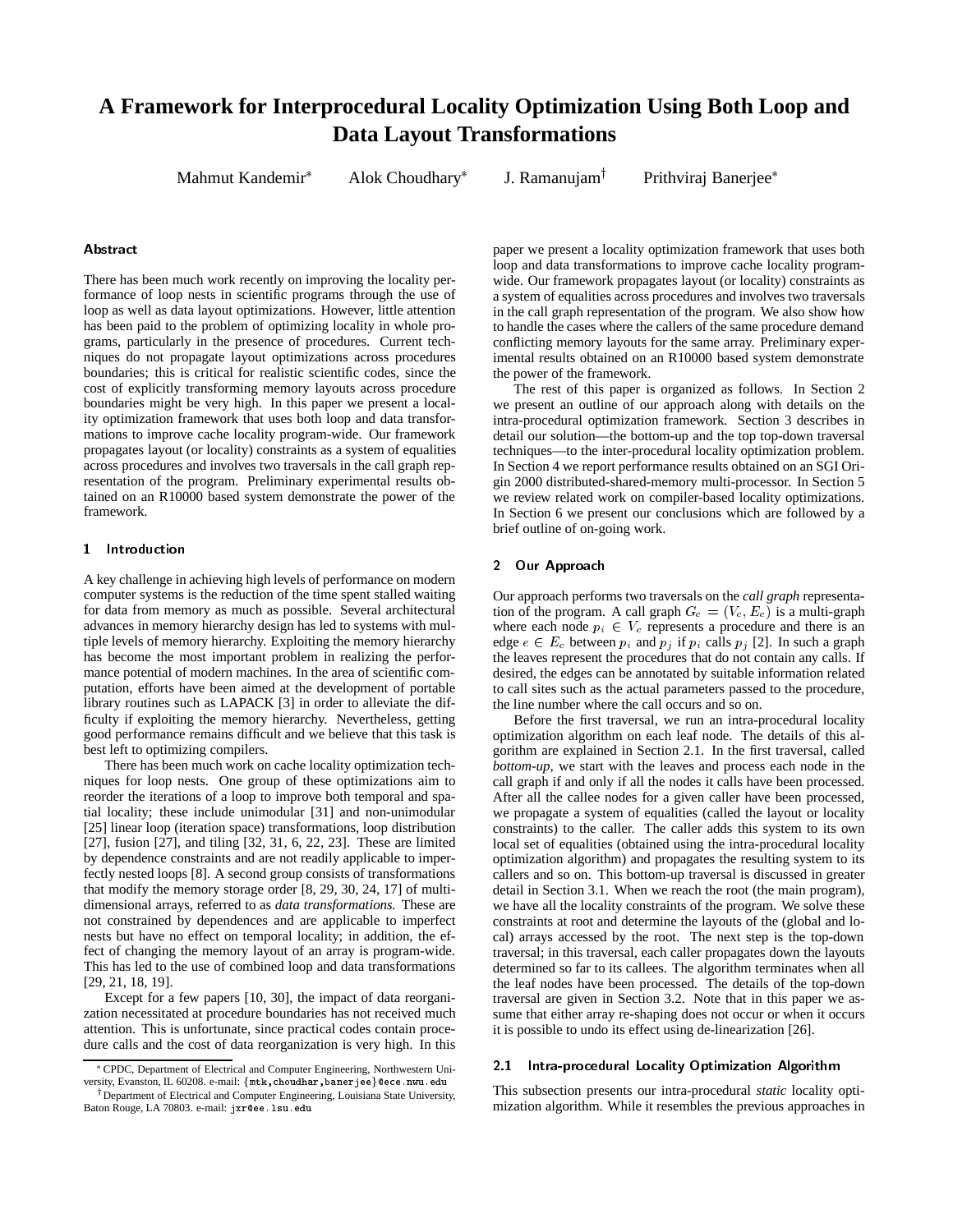# A Framework for Interprocedural Locality Optimization Using Both Loop and Data Layout Transformations

Mahmut Kandemir* Alok Choudhary* J. Ramanujam† Prithviraj Banerjee*

### Abstract

There has been much work recently on improving the locality performance of loop nests in scientific programs through the use of loop as well as data layout optimizations. However, little attention has been paid to the problem of optimizing locality in whole programs, particularly in the presence of procedures. Current techniques do not propagate layout optimizations across procedures boundaries; this is critical for realistic scientific codes, since the cost of explicitly transforming memory layouts across procedure boundaries might be very high. In this paper we present a locality optimization framework that uses both loop and data transformations to improve cache locality program-wide. Our framework propagates layout (or locality) constraints as a system of equalities across procedures and involves two traversals in the call graph representation of the program. Preliminary experimental results obtained on an R10000 based system demonstrate the power of the framework.

## 1 Introduction

A key challenge in achieving high levels of performance on modern computer systems is the reduction of the time spent stalled waiting for data from memory as much as possible. Several architectural advances in memory hierarchy design has led to systems with multiple levels of memory hierarchy. Exploiting the memory hierarchy has become the most important problem in realizing the performance potential of modern machines. In the area of scientific computation, efforts have been aimed at the development of portable library routines such as LAPACK [3] in order to alleviate the difficulty if exploiting the memory hierarchy. Nevertheless, getting good performance remains difficult and we believe that this task is best left to optimizing compilers.

There has been much work on cache locality optimization techniques for loop nests. One group of these optimizations aim to reorder the iterations of a loop to improve both temporal and spatial locality; these include unimodular [31] and non-unimodular [25] linear loop (iteration space) transformations, loop distribution [27], fusion [27], and tiling [32, 31, 6, 22, 23]. These are limited by dependence constraints and are not readily applicable to imperfectly nested loops [8]. A second group consists of transformations that modify the memory storage order [8, 29, 30, 24, 17] of multi-dimensional arrays, referred to as *data transformations.* These are not constrained by dependences and are applicable to imperfect nests but have no effect on temporal locality; in addition, the effect of changing the memory layout of an array is program-wide. This has led to the use of combined loop and data transformations [29, 21, 18, 19].

Except for a few papers [10, 30], the impact of data reorganization necessitated at procedure boundaries has not received much attention. This is unfortunate, since practical codes contain procedure calls and the cost of data reorganization is very high. In this paper we present a locality optimization framework that uses both loop and data transformations to improve cache locality program-wide. Our framework propagates layout (or locality) constraints as a system of equalities across procedures and involves two traversals in the call graph representation of the program. We also show how to handle the cases where the callers of the same procedure demand conflicting memory layouts for the same array. Preliminary experimental results obtained on an R10000 based system demonstrate the power of the framework.

The rest of this paper is organized as follows. In Section 2 we present an outline of our approach along with details on the intra-procedural optimization framework. Section 3 describes in detail our solution—the bottom-up and the top top-down traversal techniques—to the inter-procedural locality optimization problem. In Section 4 we report performance results obtained on an SGI Origin 2000 distributed-shared-memory multi-processor. In Section 5 we review related work on compiler-based locality optimizations. In Section 6 we present our conclusions which are followed by a brief outline of on-going work.

## 2 Our Approach

Our approach performs two traversals on the *call graph* representation of the program. A call graph $G_c = (V_c, E_c)$ is a multi-graph where each node $p_i \in V_c$ represents a procedure and there is an edge $e \in E_c$ between $p_i$ and $p_j$ if $p_i$ calls $p_j$ [2]. In such a graph the leaves represent the procedures that do not contain any calls. If desired, the edges can be annotated by suitable information related to call sites such as the actual parameters passed to the procedure, the line number where the call occurs and so on.

Before the first traversal, we run an intra-procedural locality optimization algorithm on each leaf node. The details of this algorithm are explained in Section 2.1. In the first traversal, called *bottom-up*, we start with the leaves and process each node in the call graph if and only if all the nodes it calls have been processed. After all the callee nodes for a given caller have been processed, we propagate a system of equalities (called the layout or locality constraints) to the caller. The caller adds this system to its own local set of equalities (obtained using the intra-procedural locality optimization algorithm) and propagates the resulting system to its callers and so on. This bottom-up traversal is discussed in greater detail in Section 3.1. When we reach the root (the main program), we have all the locality constraints of the program. We solve these constraints at root and determine the layouts of the (global and local) arrays accessed by the root. The next step is the top-down traversal; in this traversal, each caller propagates down the layouts determined so far to its callees. The algorithm terminates when all the leaf nodes have been processed. The details of the top-down traversal are given in Section 3.2. Note that in this paper we assume that either array re-shaping does not occur or when it occurs it is possible to undo its effect using de-linearization [26].

### 2.1 Intra-procedural Locality Optimization Algorithm

This subsection presents our intra-procedural *static* locality optimization algorithm. While it resembles the previous approaches in

---

* CPDC, Department of Electrical and Computer Engineering, Northwestern University, Evanston, IL 60208. e-mail: {mtk,choudhar,banerjee}@ece.nwu.edu

† Department of Electrical and Computer Engineering, Louisiana State University, Baton Rouge, LA 70803. e-mail: jxr@ee.lsu.edu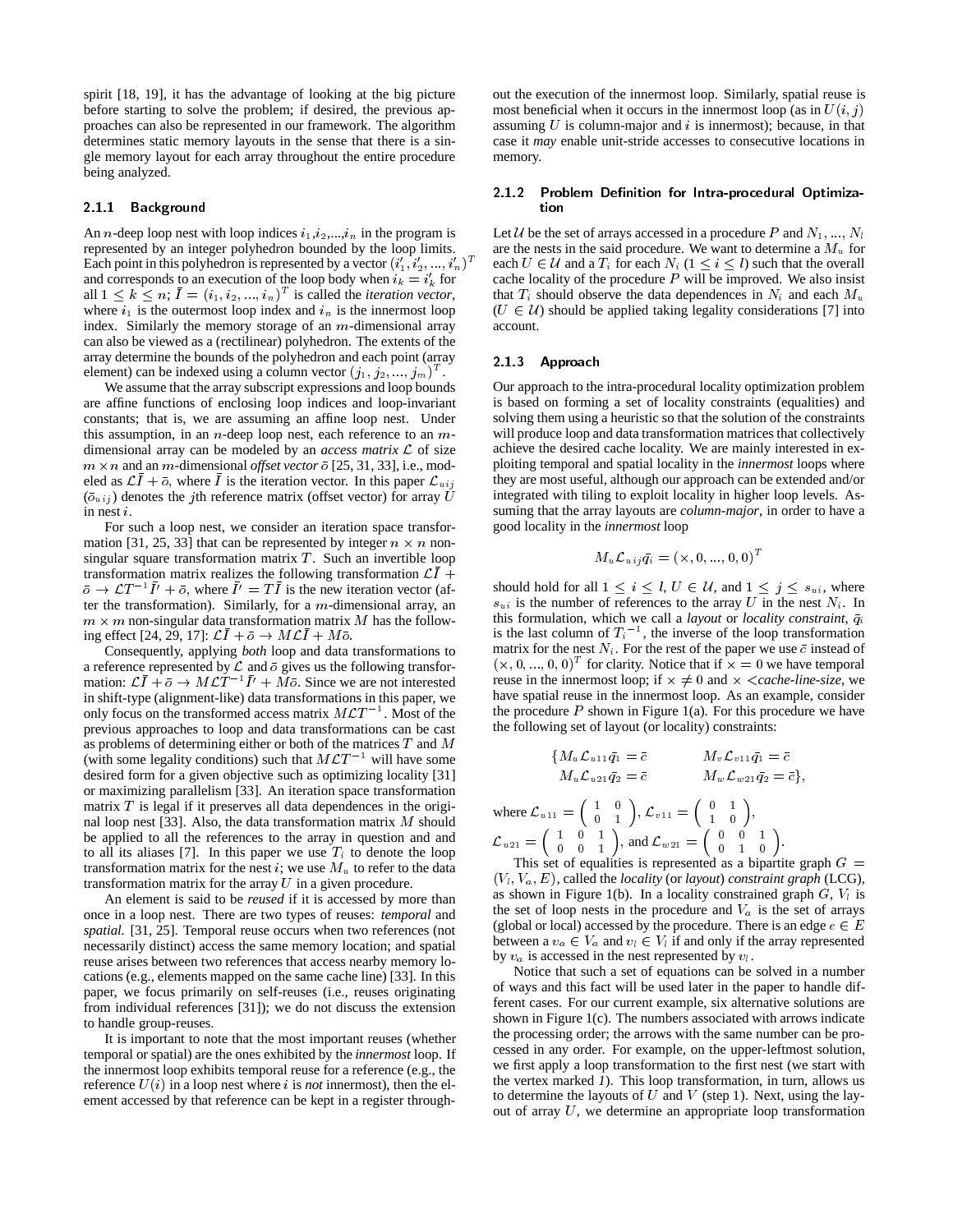spirit [18, 19], it has the advantage of looking at the big picture before starting to solve the problem; if desired, the previous approaches can also be represented in our framework. The algorithm determines static memory layouts in the sense that there is a single memory layout for each array throughout the entire procedure being analyzed.

#### 2.1.1 Background

An $n$-deep loop nest with loop indices $i_1$,$i_2$,...,$i_n$ in the program is represented by an integer polyhedron bounded by the loop limits. Each point in this polyhedron is represented by a vector $(i'_1, i'_2, ..., i'_n)^T$ and corresponds to an execution of the loop body when $i_k = i'_k$ for all $1 \leq k \leq n$; $\bar{I} = (i_1, i_2, ..., i_n)^T$ is called the *iteration vector*, where $i_1$ is the outermost loop index and $i_n$ is the innermost loop index. Similarly the memory storage of an $m$-dimensional array can also be viewed as a (rectilinear) polyhedron. The extents of the array determine the bounds of the polyhedron and each point (array element) can be indexed using a column vector $(j_1, j_2, ..., j_m)^T$.

We assume that the array subscript expressions and loop bounds are affine functions of enclosing loop indices and loop-invariant constants; that is, we are assuming an affine loop nest. Under this assumption, in an $n$-deep loop nest, each reference to an $m$-dimensional array can be modeled by an *access matrix* $\mathcal{L}$ of size $m \times n$ and an $m$-dimensional *offset vector* $\bar{o}$ [25, 31, 33], i.e., modeled as $\mathcal{L}\bar{I} + \bar{o}$, where $\bar{I}$ is the iteration vector. In this paper $\mathcal{L}_{uij}$ ($\bar{o}_{uij}$) denotes the $j$th reference matrix (offset vector) for array $U$ in nest $i$.

For such a loop nest, we consider an iteration space transformation [31, 25, 33] that can be represented by integer $n \times n$ non-singular square transformation matrix $T$. Such an invertible loop transformation matrix realizes the following transformation $\mathcal{L}\bar{I} + \bar{o} \rightarrow \mathcal{L}T^{-1}\bar{I}' + \bar{o}$, where $\bar{I}' = T\bar{I}$ is the new iteration vector (after the transformation). Similarly, for a $m$-dimensional array, an $m \times m$ non-singular data transformation matrix $M$ has the following effect [24, 29, 17]: $\mathcal{L}\bar{I} + \bar{o} \rightarrow M\mathcal{L}\bar{I} + M\bar{o}$.

Consequently, applying *both* loop and data transformations to a reference represented by $\mathcal{L}$ and $\bar{o}$ gives us the following transformation: $\mathcal{L}\bar{I} + \bar{o} \rightarrow M\mathcal{L}T^{-1}\bar{I}' + M\bar{o}$. Since we are not interested in shift-type (alignment-like) data transformations in this paper, we only focus on the transformed access matrix $M\mathcal{L}T^{-1}$. Most of the previous approaches to loop and data transformations can be cast as problems of determining either or both of the matrices $T$ and $M$ (with some legality conditions) such that $M\mathcal{L}T^{-1}$ will have some desired form for a given objective such as optimizing locality [31] or maximizing parallelism [33]. An iteration space transformation matrix $T$ is legal if it preserves all data dependences in the original loop nest [33]. Also, the data transformation matrix $M$ should be applied to all the references to the array in question and to all its aliases [7]. In this paper we use $T_i$ to denote the loop transformation matrix for the nest $i$; we use $M_u$ to refer to the data transformation matrix for the array $U$ in a given procedure.

An element is said to be *reused* if it is accessed by more than once in a loop nest. There are two types of reuses: *temporal* and *spatial*. [31, 25]. Temporal reuse occurs when two references (not necessarily distinct) access the same memory location; and spatial reuse arises between two references that access nearby memory locations (e.g., elements mapped on the same cache line) [33]. In this paper, we focus primarily on self-reuses (i.e., reuses originating from individual references [31]); we do not discuss the extension to handle group-reuses.

It is important to note that the most important reuses (whether temporal or spatial) are the ones exhibited by the *innermost* loop. If the innermost loop exhibits temporal reuse for a reference (e.g., the reference $U(i)$ in a loop nest where $i$ is *not* innermost), then the element accessed by that reference can be kept in a register throughout the execution of the innermost loop. Similarly, spatial reuse is most beneficial when it occurs in the innermost loop (as in $U(i, j)$ assuming $U$ is column-major and $i$ is innermost); because, in that case it *may* enable unit-stride accesses to consecutive locations in memory.

#### 2.1.2 Problem Definition for Intra-procedural Optimization

Let $\mathcal{U}$ be the set of arrays accessed in a procedure $P$ and $N_1$, ..., $N_l$ are the nests in the said procedure. We want to determine a $M_u$ for each $U \in \mathcal{U}$ and a $T_i$ for each $N_i$ ($1 \leq i \leq l$) such that the overall cache locality of the procedure $P$ will be improved. We also insist that $T_i$ should observe the data dependences in $N_i$ and each $M_u$ ($U \in \mathcal{U}$) should be applied taking legality considerations [7] into account.

#### 2.1.3 Approach

Our approach to the intra-procedural locality optimization problem is based on forming a set of locality constraints (equalities) and solving them using a heuristic so that the solution of the constraints will produce loop and data transformation matrices that collectively achieve the desired cache locality. We are mainly interested in exploiting temporal and spatial locality in the *innermost* loops where they are most useful, although our approach can be extended and/or integrated with tiling to exploit locality in higher loop levels. Assuming that the array layouts are *column-major*, in order to have a good locality in the *innermost* loop

$$M_u \mathcal{L}_{uij} \bar{q}_i = (\times, 0, ..., 0, 0)^T$$

should hold for all $1 \leq i \leq l$, $U \in \mathcal{U}$, and $1 \leq j \leq s_{ui}$, where $s_{ui}$ is the number of references to the array $U$ in the nest $N_i$. In this formulation, which we call a *layout* or *locality constraint*, $\bar{q}_i$ is the last column of $T_i{}^{-1}$, the inverse of the loop transformation matrix for the nest $N_i$. For the rest of the paper we use $\bar{c}$ instead of $(\times, 0, ..., 0, 0)^T$ for clarity. Notice that if $\times = 0$ we have temporal reuse in the innermost loop; if $\times \neq 0$ and $\times <$ *cache-line-size*, we have spatial reuse in the innermost loop. As an example, consider the procedure $P$ shown in Figure 1(a). For this procedure we have the following set of layout (or locality) constraints:

$$\{M_u \mathcal{L}_{u11} \bar{q}_1 = \bar{c} \qquad M_v \mathcal{L}_{v11} \bar{q}_1 = \bar{c}$$
$$M_u \mathcal{L}_{u21} \bar{q}_2 = \bar{c} \qquad M_w \mathcal{L}_{w21} \bar{q}_2 = \bar{c}\},$$

where $\mathcal{L}_{u11} = \begin{pmatrix} 1 & 0 \\ 0 & 1 \end{pmatrix}$, $\mathcal{L}_{v11} = \begin{pmatrix} 0 & 1 \\ 1 & 0 \end{pmatrix}$, $\mathcal{L}_{u21} = \begin{pmatrix} 1 & 0 & 1 \\ 0 & 0 & 1 \end{pmatrix}$, and $\mathcal{L}_{w21} = \begin{pmatrix} 0 & 0 & 1 \\ 0 & 1 & 0 \end{pmatrix}$.

This set of equalities is represented as a bipartite graph $G = (V_l, V_a, E)$, called the *locality* (or *layout*) *constraint graph* (LCG), as shown in Figure 1(b). In a locality constrained graph $G$, $V_l$ is the set of loop nests in the procedure and $V_a$ is the set of arrays (global or local) accessed by the procedure. There is an edge $e \in E$ between a $v_a \in V_a$ and $v_l \in V_l$ if and only if the array represented by $v_a$ is accessed in the nest represented by $v_l$.

Notice that such a set of equations can be solved in a number of ways and this fact will be used later in the paper to handle different cases. For our current example, six alternative solutions are shown in Figure 1(c). The numbers associated with arrows indicate the processing order; the arrows with the same number can be processed in any order. For example, on the upper-leftmost solution, we first apply a loop transformation to the first nest (we start with the vertex marked *1*). This loop transformation, in turn, allows us to determine the layouts of $U$ and $V$ (step 1). Next, using the layout of array $U$, we determine an appropriate loop transformation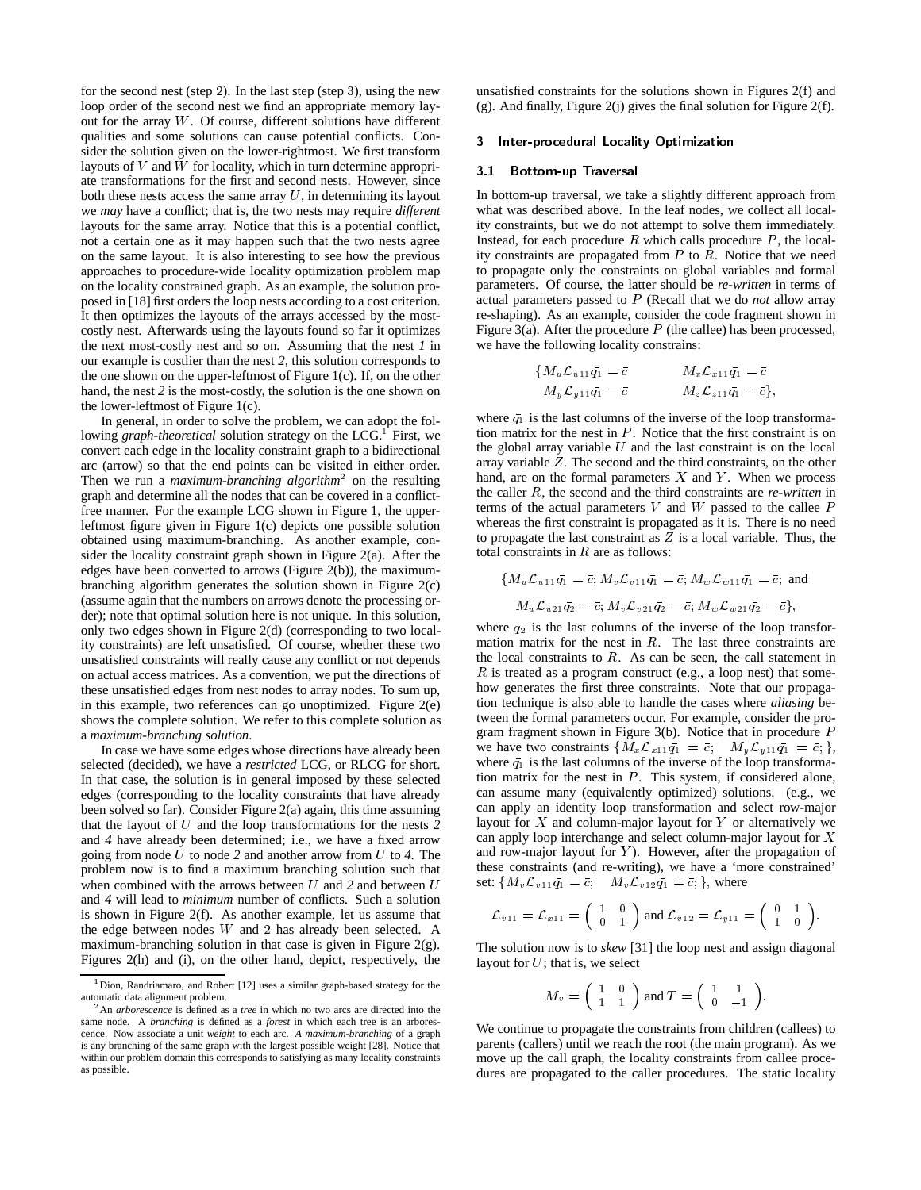for the second nest (step 2). In the last step (step 3), using the new loop order of the second nest we find an appropriate memory layout for the array $W$. Of course, different solutions have different qualities and some solutions can cause potential conflicts. Consider the solution given on the lower-rightmost. We first transform layouts of $V$ and $W$ for locality, which in turn determine appropriate transformations for the first and second nests. However, since both these nests access the same array $U$, in determining its layout we *may* have a conflict; that is, the two nests may require *different* layouts for the same array. Notice that this is a potential conflict, not a certain one as it may happen such that the two nests agree on the same layout. It is also interesting to see how the previous approaches to procedure-wide locality optimization problem map on the locality constrained graph. As an example, the solution proposed in [18] first orders the loop nests according to a cost criterion. It then optimizes the layouts of the arrays accessed by the most-costly nest. Afterwards using the layouts found so far it optimizes the next most-costly nest and so on. Assuming that the nest *1* in our example is costlier than the nest *2*, this solution corresponds to the one shown on the upper-leftmost of Figure 1(c). If, on the other hand, the nest *2* is the most-costly, the solution is the one shown on the lower-leftmost of Figure 1(c).

In general, in order to solve the problem, we can adopt the following *graph-theoretical* solution strategy on the LCG.[1] First, we convert each edge in the locality constraint graph to a bidirectional arc (arrow) so that the end points can be visited in either order. Then we run a *maximum-branching algorithm*[2] on the resulting graph and determine all the nodes that can be covered in a conflict-free manner. For the example LCG shown in Figure 1, the upper-leftmost figure given in Figure 1(c) depicts one possible solution obtained using maximum-branching. As another example, consider the locality constraint graph shown in Figure 2(a). After the edges have been converted to arrows (Figure 2(b)), the maximum-branching algorithm generates the solution shown in Figure 2(c) (assume again that the numbers on arrows denote the processing order); note that optimal solution here is not unique. In this solution, only two edges shown in Figure 2(d) (corresponding to two locality constraints) are left unsatisfied. Of course, whether these two unsatisfied constraints will really cause any conflict or not depends on actual access matrices. As a convention, we put the directions of these unsatisfied edges from nest nodes to array nodes. To sum up, in this example, two references can go unoptimized. Figure 2(e) shows the complete solution. We refer to this complete solution as a *maximum-branching solution*.

In case we have some edges whose directions have already been selected (decided), we have a *restricted* LCG, or RLCG for short. In that case, the solution is in general imposed by these selected edges (corresponding to the locality constraints that have already been solved so far). Consider Figure 2(a) again, this time assuming that the layout of $U$ and the loop transformations for the nests *2* and *4* have already been determined; i.e., we have a fixed arrow going from node $U$ to node *2* and another arrow from $U$ to *4*. The problem now is to find a maximum branching solution such that when combined with the arrows between $U$ and *2* and between $U$ and *4* will lead to *minimum* number of conflicts. Such a solution is shown in Figure 2(f). As another example, let us assume that the edge between nodes $W$ and 2 has already been selected. A maximum-branching solution in that case is given in Figure 2(g). Figures 2(h) and (i), on the other hand, depict, respectively, the unsatisfied constraints for the solutions shown in Figures 2(f) and (g). And finally, Figure 2(j) gives the final solution for Figure 2(f).

## 3 Inter-procedural Locality Optimization

### 3.1 Bottom-up Traversal

In bottom-up traversal, we take a slightly different approach from what was described above. In the leaf nodes, we collect all locality constraints, but we do not attempt to solve them immediately. Instead, for each procedure $R$ which calls procedure $P$, the locality constraints are propagated from $P$ to $R$. Notice that we need to propagate only the constraints on global variables and formal parameters. Of course, the latter should be *re-written* in terms of actual parameters passed to $P$ (Recall that we do *not* allow array re-shaping). As an example, consider the code fragment shown in Figure 3(a). After the procedure $P$ (the callee) has been processed, we have the following locality constrains:

$$\{M_u \mathcal{L}_{u11} \bar{q_1} = \bar{c} \qquad M_x \mathcal{L}_{x11} \bar{q_1} = \bar{c}$$
$$M_y \mathcal{L}_{y11} \bar{q_1} = \bar{c} \qquad M_z \mathcal{L}_{z11} \bar{q_1} = \bar{c}\},$$

where $\bar{q_1}$ is the last columns of the inverse of the loop transformation matrix for the nest in $P$. Notice that the first constraint is on the global array variable $U$ and the last constraint is on the local array variable $Z$. The second and the third constraints, on the other hand, are on the formal parameters $X$ and $Y$. When we process the caller $R$, the second and the third constraints are *re-written* in terms of the actual parameters $V$ and $W$ passed to the callee $P$ whereas the first constraint is propagated as it is. There is no need to propagate the last constraint as $Z$ is a local variable. Thus, the total constraints in $R$ are as follows:

$$\{M_u \mathcal{L}_{u11} \bar{q_1} = \bar{c}; M_v \mathcal{L}_{v11} \bar{q_1} = \bar{c}; M_w \mathcal{L}_{w11} \bar{q_1} = \bar{c}; \text{ and}$$
$$M_u \mathcal{L}_{u21} \bar{q_2} = \bar{c}; M_v \mathcal{L}_{v21} \bar{q_2} = \bar{c}; M_w \mathcal{L}_{w21} \bar{q_2} = \bar{c}\},$$

where $\bar{q_2}$ is the last columns of the inverse of the loop transformation matrix for the nest in $R$. The last three constraints are the local constraints to $R$. As can be seen, the call statement in $R$ is treated as a program construct (e.g., a loop nest) that somehow generates the first three constraints. Note that our propagation technique is also able to handle the cases where *aliasing* between the formal parameters occur. For example, consider the program fragment shown in Figure 3(b). Notice that in procedure $P$ we have two constraints $\{M_x \mathcal{L}_{x11} \bar{q_1} = \bar{c}; \quad M_y \mathcal{L}_{y11} \bar{q_1} = \bar{c};\}$, where $\bar{q_1}$ is the last columns of the inverse of the loop transformation matrix for the nest in $P$. This system, if considered alone, can assume many (equivalently optimized) solutions. (e.g., we can apply an identity loop transformation and select row-major layout for $X$ and column-major layout for $Y$ or alternatively we can apply loop interchange and select column-major layout for $X$ and row-major layout for $Y$). However, after the propagation of these constraints (and re-writing), we have a 'more constrained' set: $\{M_v \mathcal{L}_{v11} \bar{q_1} = \bar{c}; \quad M_v \mathcal{L}_{v12} \bar{q_1} = \bar{c};\}$, where

$$\mathcal{L}_{v11} = \mathcal{L}_{x11} = \begin{pmatrix} 1 & 0 \\ 0 & 1 \end{pmatrix} \text{ and } \mathcal{L}_{v12} = \mathcal{L}_{y11} = \begin{pmatrix} 0 & 1 \\ 1 & 0 \end{pmatrix}.$$

The solution now is to *skew* [31] the loop nest and assign diagonal layout for $U$; that is, we select

$$M_v = \begin{pmatrix} 1 & 0 \\ 1 & 1 \end{pmatrix} \text{ and } T = \begin{pmatrix} 1 & 1 \\ 0 & -1 \end{pmatrix}.$$

We continue to propagate the constraints from children (callees) to parents (callers) until we reach the root (the main program). As we move up the call graph, the locality constraints from callee procedures are propagated to the caller procedures. The static locality

---

[1] Dion, Randriamaro, and Robert [12] uses a similar graph-based strategy for the automatic data alignment problem.

[2] An *arborescence* is defined as a *tree* in which no two arcs are directed into the same node. A *branching* is defined as a *forest* in which each tree is an arborescence. Now associate a unit *weight* to each arc. *A maximum-branching* of a graph is any branching of the same graph with the largest possible weight [28]. Notice that within our problem domain this corresponds to satisfying as many locality constraints as possible.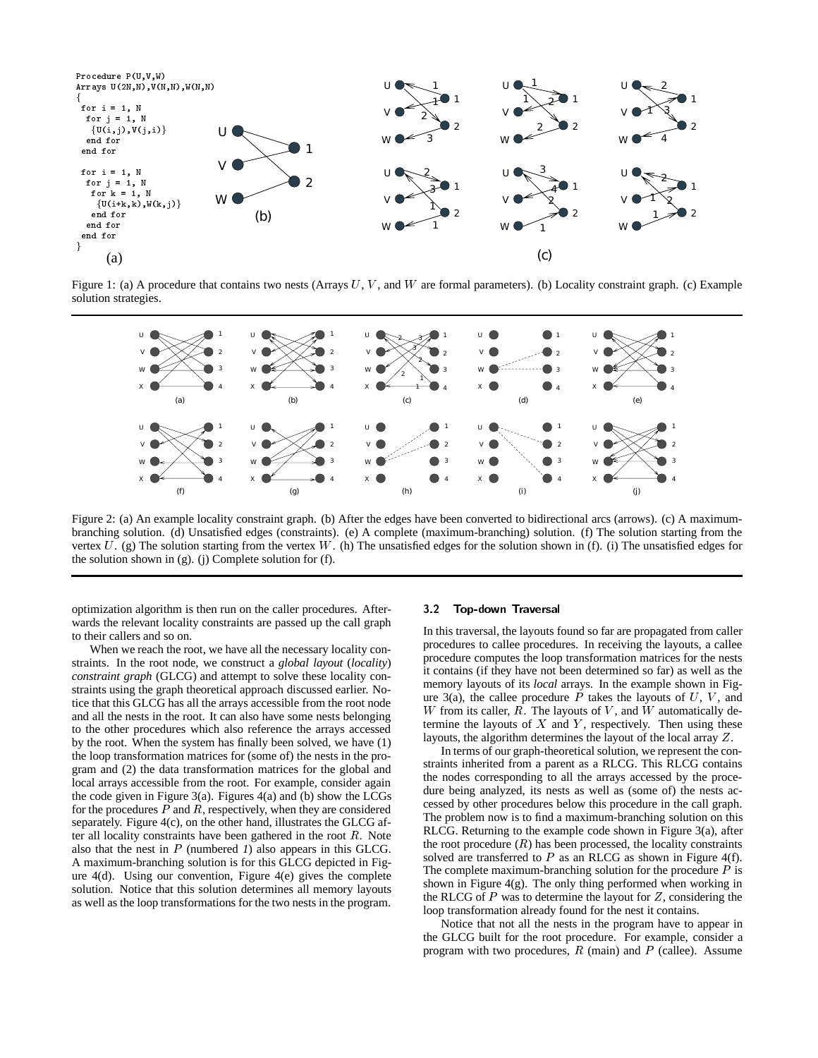```
Procedure P(U,V,W)
Arrays U(2N,N),V(N,N),W(N,N)
{
 for i = 1, N
  for j = 1, N
   {U(i,j),V(j,i)}
  end for
 end for

 for i = 1, N
  for j = 1, N
   for k = 1, N
    {U(i+k,k),W(k,j)}
   end for
  end for
 end for
}
```

Figure 1: (a) A procedure that contains two nests (Arrays $U$, $V$, and $W$ are formal parameters). (b) Locality constraint graph. (c) Example solution strategies.

Figure 2: (a) An example locality constraint graph. (b) After the edges have been converted to bidirectional arcs (arrows). (c) A maximum-branching solution. (d) Unsatisfied edges (constraints). (e) A complete (maximum-branching) solution. (f) The solution starting from the vertex $U$. (g) The solution starting from the vertex $W$. (h) The unsatisfied edges for the solution shown in (f). (i) The unsatisfied edges for the solution shown in (g). (j) Complete solution for (f).

optimization algorithm is then run on the caller procedures. Afterwards the relevant locality constraints are passed up the call graph to their callers and so on.

When we reach the root, we have all the necessary locality constraints. In the root node, we construct a *global layout* (*locality*) *constraint graph* (GLCG) and attempt to solve these locality constraints using the graph theoretical approach discussed earlier. Notice that this GLCG has all the arrays accessible from the root node and all the nests in the root. It can also have some nests belonging to the other procedures which also reference the arrays accessed by the root. When the system has finally been solved, we have (1) the loop transformation matrices for (some of) the nests in the program and (2) the data transformation matrices for the global and local arrays accessible from the root. For example, consider again the code given in Figure 3(a). Figures 4(a) and (b) show the LCGs for the procedures $P$ and $R$, respectively, when they are considered separately. Figure 4(c), on the other hand, illustrates the GLCG after all locality constraints have been gathered in the root $R$. Note also that the nest in $P$ (numbered *1*) also appears in this GLCG. A maximum-branching solution is for this GLCG depicted in Figure 4(d). Using our convention, Figure 4(e) gives the complete solution. Notice that this solution determines all memory layouts as well as the loop transformations for the two nests in the program.

### 3.2 Top-down Traversal

In this traversal, the layouts found so far are propagated from caller procedures to callee procedures. In receiving the layouts, a callee procedure computes the loop transformation matrices for the nests it contains (if they have not been determined so far) as well as the memory layouts of its *local* arrays. In the example shown in Figure 3(a), the callee procedure $P$ takes the layouts of $U$, $V$, and $W$ from its caller, $R$. The layouts of $V$, and $W$ automatically determine the layouts of $X$ and $Y$, respectively. Then using these layouts, the algorithm determines the layout of the local array $Z$.

In terms of our graph-theoretical solution, we represent the constraints inherited from a parent as a RLCG. This RLCG contains the nodes corresponding to all the arrays accessed by the procedure being analyzed, its nests as well as (some of) the nests accessed by other procedures below this procedure in the call graph. The problem now is to find a maximum-branching solution on this RLCG. Returning to the example code shown in Figure 3(a), after the root procedure ($R$) has been processed, the locality constraints solved are transferred to $P$ as an RLCG as shown in Figure 4(f). The complete maximum-branching solution for the procedure $P$ is shown in Figure 4(g). The only thing performed when working in the RLCG of $P$ was to determine the layout for $Z$, considering the loop transformation already found for the nest it contains.

Notice that not all the nests in the program have to appear in the GLCG built for the root procedure. For example, consider a program with two procedures, $R$ (main) and $P$ (callee). Assume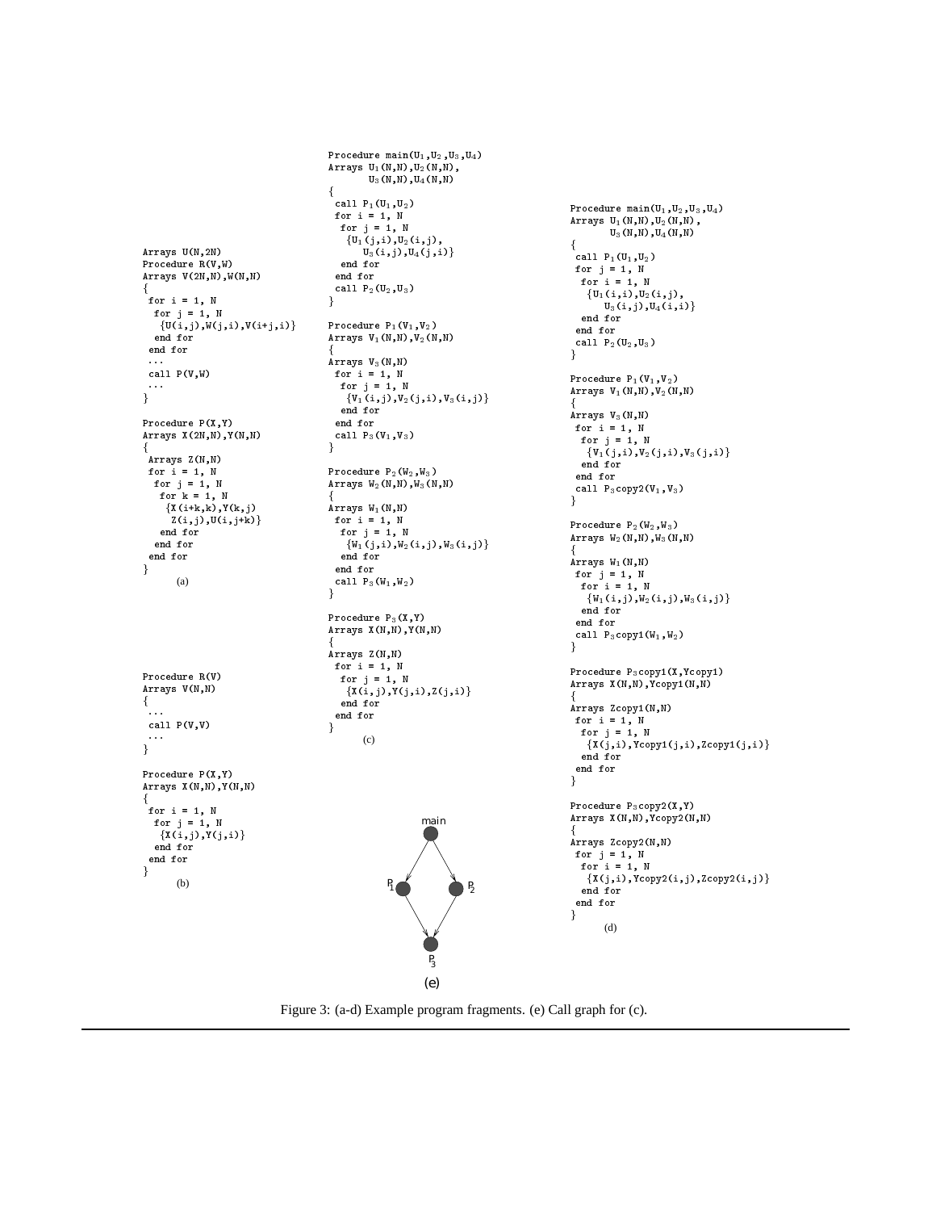```
Arrays U(N,2N)
Procedure R(V,W)
Arrays V(2N,N),W(N,N)
{
 for i = 1, N
  for j = 1, N
   {U(i,j),W(j,i),V(i+j,i)}
  end for
 end for
 ...
 call P(V,W)
 ...
}

Procedure P(X,Y)
Arrays X(2N,N),Y(N,N)
{
 Arrays Z(N,N)
 for i = 1, N
  for j = 1, N
   for k = 1, N
    {X(i+k,k),Y(k,j)
     Z(i,j),U(i,j+k)}
   end for
  end for
 end for
}
```

(a)

```
Procedure R(V)
Arrays V(N,N)
{
 ...
 call P(V,V)
 ...
}

Procedure P(X,Y)
Arrays X(N,N),Y(N,N)
{
 for i = 1, N
  for j = 1, N
   {X(i,j),Y(j,i)}
  end for
 end for
}
```

(b)

```
Procedure main(U1,U2,U3,U4)
Arrays U1(N,N),U2(N,N),
       U3(N,N),U4(N,N)
{
 call P1(U1,U2)
 for i = 1, N
  for j = 1, N
   {U1(j,i),U2(i,j),
      U3(i,j),U4(j,i)}
  end for
 end for
 call P2(U2,U3)
}

Procedure P1(V1,V2)
Arrays V1(N,N),V2(N,N)
{
Arrays V3(N,N)
 for i = 1, N
  for j = 1, N
   {V1(i,j),V2(j,i),V3(i,j)}
  end for
 end for
 call P3(V1,V3)
}

Procedure P2(W2,W3)
Arrays W2(N,N),W3(N,N)
{
Arrays W1(N,N)
 for i = 1, N
  for j = 1, N
   {W1(j,i),W2(i,j),W3(i,j)}
  end for
 end for
 call P3(W1,W2)
}

Procedure P3(X,Y)
Arrays X(N,N),Y(N,N)
{
Arrays Z(N,N)
 for i = 1, N
  for j = 1, N
   {X(i,j),Y(j,i),Z(j,i)}
  end for
 end for
}
```

(c)

(e)

```
Procedure main(U1,U2,U3,U4)
Arrays U1(N,N),U2(N,N),
       U3(N,N),U4(N,N)
{
 call P1(U1,U2)
 for j = 1, N
  for i = 1, N
   {U1(i,i),U2(i,j),
      U3(i,j),U4(i,i)}
  end for
 end for
 call P2(U2,U3)
}

Procedure P1(V1,V2)
Arrays V1(N,N),V2(N,N)
{
Arrays V3(N,N)
 for i = 1, N
  for j = 1, N
   {V1(j,i),V2(j,i),V3(j,i)}
  end for
 end for
 call P3copy2(V1,V3)
}

Procedure P2(W2,W3)
Arrays W2(N,N),W3(N,N)
{
Arrays W1(N,N)
 for j = 1, N
  for i = 1, N
   {W1(i,j),W2(i,j),W3(i,j)}
  end for
 end for
 call P3copy1(W1,W2)
}

Procedure P3copy1(X,Ycopy1)
Arrays X(N,N),Ycopy1(N,N)
{
Arrays Zcopy1(N,N)
 for i = 1, N
  for j = 1, N
   {X(j,i),Ycopy1(j,i),Zcopy1(j,i)}
  end for
 end for
}

Procedure P3copy2(X,Y)
Arrays X(N,N),Ycopy2(N,N)
{
Arrays Zcopy2(N,N)
 for j = 1, N
  for i = 1, N
   {X(j,i),Ycopy2(i,j),Zcopy2(i,j)}
  end for
 end for
}
```

(d)

Figure 3: (a-d) Example program fragments. (e) Call graph for (c).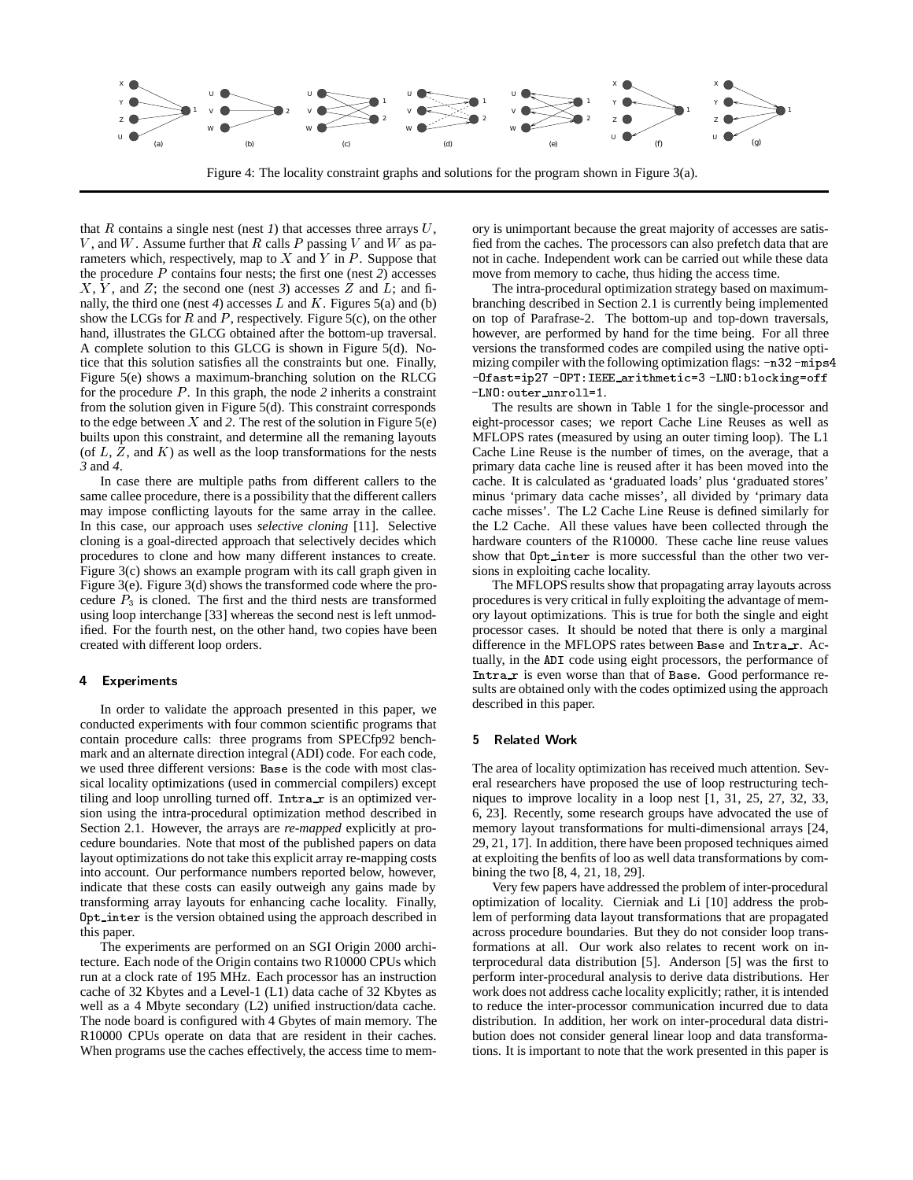Figure 4: The locality constraint graphs and solutions for the program shown in Figure 3(a).

that $R$ contains a single nest (nest *1*) that accesses three arrays $U$, $V$, and $W$. Assume further that $R$ calls $P$ passing $V$ and $W$ as parameters which, respectively, map to $X$ and $Y$ in $P$. Suppose that the procedure $P$ contains four nests; the first one (nest *2*) accesses $X$, $Y$, and $Z$; the second one (nest *3*) accesses $Z$ and $L$; and finally, the third one (nest *4*) accesses $L$ and $K$. Figures 5(a) and (b) show the LCGs for $R$ and $P$, respectively. Figure 5(c), on the other hand, illustrates the GLCG obtained after the bottom-up traversal. A complete solution to this GLCG is shown in Figure 5(d). Notice that this solution satisfies all the constraints but one. Finally, Figure 5(e) shows a maximum-branching solution on the RLCG for the procedure $P$. In this graph, the node *2* inherits a constraint from the solution given in Figure 5(d). This constraint corresponds to the edge between $X$ and *2*. The rest of the solution in Figure 5(e) builts upon this constraint, and determine all the remaning layouts (of $L$, $Z$, and $K$) as well as the loop transformations for the nests *3* and *4*.

In case there are multiple paths from different callers to the same callee procedure, there is a possibility that the different callers may impose conflicting layouts for the same array in the callee. In this case, our approach uses *selective cloning* [11]. Selective cloning is a goal-directed approach that selectively decides which procedures to clone and how many different instances to create. Figure 3(c) shows an example program with its call graph given in Figure 3(e). Figure 3(d) shows the transformed code where the procedure $P_3$ is cloned. The first and the third nests are transformed using loop interchange [33] whereas the second nest is left unmodified. For the fourth nest, on the other hand, two copies have been created with different loop orders.

## 4 Experiments

In order to validate the approach presented in this paper, we conducted experiments with four common scientific programs that contain procedure calls: three programs from SPECfp92 benchmark and an alternate direction integral (ADI) code. For each code, we used three different versions: `Base` is the code with most classical locality optimizations (used in commercial compilers) except tiling and loop unrolling turned off. `Intra_r` is an optimized version using the intra-procedural optimization method described in Section 2.1. However, the arrays are *re-mapped* explicitly at procedure boundaries. Note that most of the published papers on data layout optimizations do not take this explicit array re-mapping costs into account. Our performance numbers reported below, however, indicate that these costs can easily outweigh any gains made by transforming array layouts for enhancing cache locality. Finally, `Opt_inter` is the version obtained using the approach described in this paper.

The experiments are performed on an SGI Origin 2000 architecture. Each node of the Origin contains two R10000 CPUs which run at a clock rate of 195 MHz. Each processor has an instruction cache of 32 Kbytes and a Level-1 (L1) data cache of 32 Kbytes as well as a 4 Mbyte secondary (L2) unified instruction/data cache. The node board is configured with 4 Gbytes of main memory. The R10000 CPUs operate on data that are resident in their caches. When programs use the caches effectively, the access time to memory is unimportant because the great majority of accesses are satisfied from the caches. The processors can also prefetch data that are not in cache. Independent work can be carried out while these data move from memory to cache, thus hiding the access time.

The intra-procedural optimization strategy based on maximum-branching described in Section 2.1 is currently being implemented on top of Parafrase-2. The bottom-up and top-down traversals, however, are performed by hand for the time being. For all three versions the transformed codes are compiled using the native optimizing compiler with the following optimization flags: `-n32 -mips4 -Ofast=ip27 -OPT:IEEE_arithmetic=3 -LNO:blocking=off -LNO:outer_unroll=1`.

The results are shown in Table 1 for the single-processor and eight-processor cases; we report Cache Line Reuses as well as MFLOPS rates (measured by using an outer timing loop). The L1 Cache Line Reuse is the number of times, on the average, that a primary data cache line is reused after it has been moved into the cache. It is calculated as 'graduated loads' plus 'graduated stores' minus 'primary data cache misses', all divided by 'primary data cache misses'. The L2 Cache Line Reuse is defined similarly for the L2 Cache. All these values have been collected through the hardware counters of the R10000. These cache line reuse values show that `Opt_inter` is more successful than the other two versions in exploiting cache locality.

The MFLOPS results show that propagating array layouts across procedures is very critical in fully exploiting the advantage of memory layout optimizations. This is true for both the single and eight processor cases. It should be noted that there is only a marginal difference in the MFLOPS rates between `Base` and `Intra_r`. Actually, in the `ADI` code using eight processors, the performance of `Intra_r` is even worse than that of `Base`. Good performance results are obtained only with the codes optimized using the approach described in this paper.

## 5 Related Work

The area of locality optimization has received much attention. Several researchers have proposed the use of loop restructuring techniques to improve locality in a loop nest [1, 31, 25, 27, 32, 33, 6, 23]. Recently, some research groups have advocated the use of memory layout transformations for multi-dimensional arrays [24, 29, 21, 17]. In addition, there have been proposed techniques aimed at exploiting the benfits of loo as well data transformations by combining the two [8, 4, 21, 18, 29].

Very few papers have addressed the problem of inter-procedural optimization of locality. Cierniak and Li [10] address the problem of performing data layout transformations that are propagated across procedure boundaries. But they do not consider loop transformations at all. Our work also relates to recent work on interprocedural data distribution [5]. Anderson [5] was the first to perform inter-procedural analysis to derive data distributions. Her work does not address cache locality explicitly; rather, it is intended to reduce the inter-processor communication incurred due to data distribution. In addition, her work on inter-procedural data distribution does not consider general linear loop and data transformations. It is important to note that the work presented in this paper is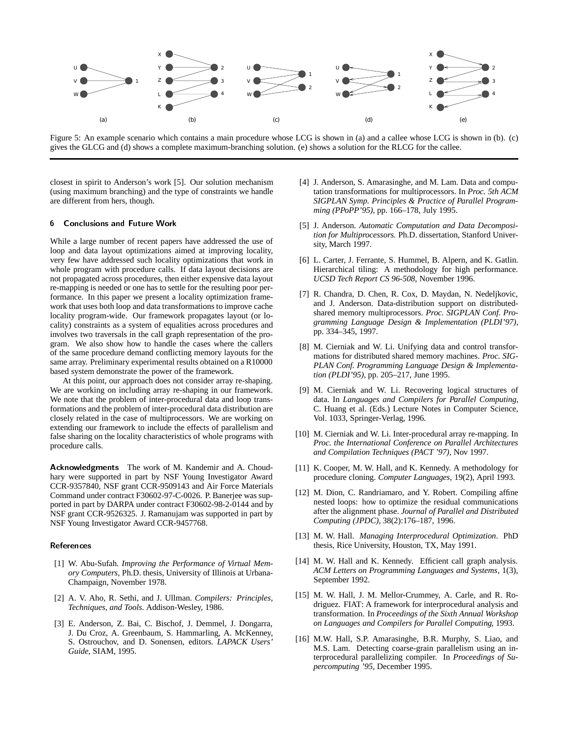U
V
W
1
(a)

X
Y
Z
L
K
2
3
4
(b)

U
V
W
1
2
(c)

U
V
W
1
2
(d)

X
Y
Z
L
K
2
3
4
(e)

Figure 5: An example scenario which contains a main procedure whose LCG is shown in (a) and a callee whose LCG is shown in (b). (c) gives the GLCG and (d) shows a complete maximum-branching solution. (e) shows a solution for the RLCG for the callee.

closest in spirit to Anderson's work [5]. Our solution mechanism (using maximum branching) and the type of constraints we handle are different from hers, though.

## 6 Conclusions and Future Work

While a large number of recent papers have addressed the use of loop and data layout optimizations aimed at improving locality, very few have addressed such locality optimizations that work in whole program with procedure calls. If data layout decisions are not propagated across procedures, then either expensive data layout re-mapping is needed or one has to settle for the resulting poor performance. In this paper we present a locality optimization framework that uses both loop and data transformations to improve cache locality program-wide. Our framework propagates layout (or locality) constraints as a system of equalities across procedures and involves two traversals in the call graph representation of the program. We also show how to handle the cases where the callers of the same procedure demand conflicting memory layouts for the same array. Preliminary experimental results obtained on a R10000 based system demonstrate the power of the framework.

At this point, our approach does not consider array re-shaping. We are working on including array re-shaping in our framework. We note that the problem of inter-procedural data and loop transformations and the problem of inter-procedural data distribution are closely related in the case of multiprocessors. We are working on extending our framework to include the effects of parallelism and false sharing on the locality characteristics of whole programs with procedure calls.

**Acknowledgments** The work of M. Kandemir and A. Choudhary were supported in part by NSF Young Investigator Award CCR-9357840, NSF grant CCR-9509143 and Air Force Materials Command under contract F30602-97-C-0026. P. Banerjee was supported in part by DARPA under contract F30602-98-2-0144 and by NSF grant CCR-9526325. J. Ramanujam was supported in part by NSF Young Investigator Award CCR-9457768.

## References

[1] W. Abu-Sufah. *Improving the Performance of Virtual Memory Computers*, Ph.D. thesis, University of Illinois at Urbana-Champaign, November 1978.

[2] A. V. Aho, R. Sethi, and J. Ullman. *Compilers: Principles, Techniques, and Tools*. Addison-Wesley, 1986.

[3] E. Anderson, Z. Bai, C. Bischof, J. Demmel, J. Dongarra, J. Du Croz, A. Greenbaum, S. Hammarling, A. McKenney, S. Ostrouchov, and D. Sonensen, editors. *LAPACK Users' Guide*, SIAM, 1995.

[4] J. Anderson, S. Amarasinghe, and M. Lam. Data and computation transformations for multiprocessors. In *Proc. 5th ACM SIGPLAN Symp. Principles & Practice of Parallel Programming (PPoPP'95)*, pp. 166–178, July 1995.

[5] J. Anderson. *Automatic Computation and Data Decomposition for Multiprocessors.* Ph.D. dissertation, Stanford University, March 1997.

[6] L. Carter, J. Ferrante, S. Hummel, B. Alpern, and K. Gatlin. Hierarchical tiling: A methodology for high performance. *UCSD Tech Report CS 96-508*, November 1996.

[7] R. Chandra, D. Chen, R. Cox, D. Maydan, N. Nedeljkovic, and J. Anderson. Data-distribution support on distributed-shared memory multiprocessors. *Proc. SIGPLAN Conf. Programming Language Design & Implementation (PLDI'97)*, pp. 334–345, 1997.

[8] M. Cierniak and W. Li. Unifying data and control transformations for distributed shared memory machines. *Proc. SIGPLAN Conf. Programming Language Design & Implementation (PLDI'95)*, pp. 205–217, June 1995.

[9] M. Cierniak and W. Li. Recovering logical structures of data. In *Languages and Compilers for Parallel Computing*, C. Huang et al. (Eds.) Lecture Notes in Computer Science, Vol. 1033, Springer-Verlag, 1996.

[10] M. Cierniak and W. Li. Inter-procedural array re-mapping. In *Proc. the International Conference on Parallel Architectures and Compilation Techniques (PACT '97)*, Nov 1997.

[11] K. Cooper, M. W. Hall, and K. Kennedy. A methodology for procedure cloning. *Computer Languages*, 19(2), April 1993.

[12] M. Dion, C. Randriamaro, and Y. Robert. Compiling affine nested loops: how to optimize the residual communications after the alignment phase. *Journal of Parallel and Distributed Computing (JPDC)*, 38(2):176–187, 1996.

[13] M. W. Hall. *Managing Interprocedural Optimization*. PhD thesis, Rice University, Houston, TX, May 1991.

[14] M. W. Hall and K. Kennedy. Efficient call graph analysis. *ACM Letters on Programming Languages and Systems*, 1(3), September 1992.

[15] M. W. Hall, J. M. Mellor-Crummey, A. Carle, and R. Rodriguez. FIAT: A framework for interprocedural analysis and transformation. In *Proceedings of the Sixth Annual Workshop on Languages and Compilers for Parallel Computing*, 1993.

[16] M.W. Hall, S.P. Amarasinghe, B.R. Murphy, S. Liao, and M.S. Lam. Detecting coarse-grain parallelism using an interprocedural parallelizing compiler. In *Proceedings of Supercomputing '95*, December 1995.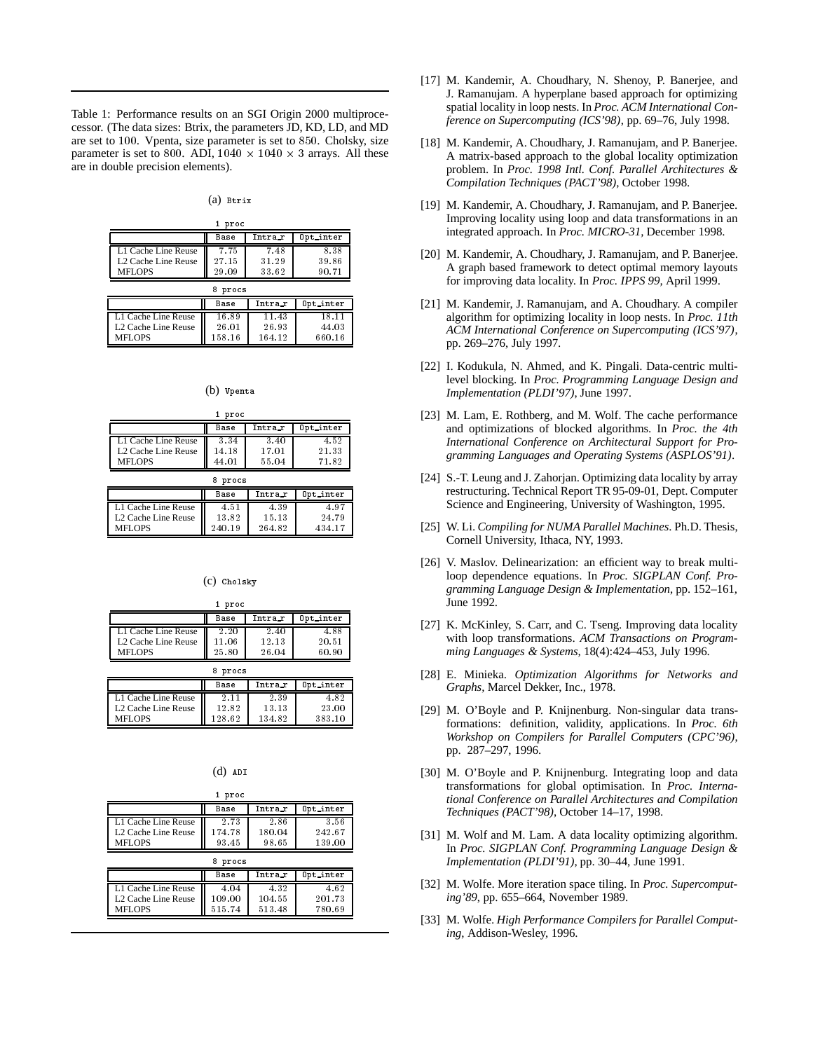Table 1: Performance results on an SGI Origin 2000 multiprocessor. (The data sizes: Btrix, the parameters JD, KD, LD, and MD are set to 100. Vpenta, size parameter is set to 850. Cholsky, size parameter is set to 800. ADI, $1040 \times 1040 \times 3$ arrays. All these are in double precision elements).

(a) Btrix

1 proc

| | Base | Intra_r | Opt_inter |
|---|---|---|---|
| L1 Cache Line Reuse | 7.75 | 7.48 | 8.38 |
| L2 Cache Line Reuse | 27.15 | 31.29 | 39.86 |
| MFLOPS | 29.09 | 33.62 | 90.71 |

8 procs

| | Base | Intra_r | Opt_inter |
|---|---|---|---|
| L1 Cache Line Reuse | 16.89 | 11.43 | 18.11 |
| L2 Cache Line Reuse | 26.01 | 26.93 | 44.03 |
| MFLOPS | 158.16 | 164.12 | 660.16 |

(b) Vpenta

1 proc

| | Base | Intra_r | Opt_inter |
|---|---|---|---|
| L1 Cache Line Reuse | 3.34 | 3.40 | 4.52 |
| L2 Cache Line Reuse | 14.18 | 17.01 | 21.33 |
| MFLOPS | 44.01 | 55.04 | 71.82 |

8 procs

| | Base | Intra_r | Opt_inter |
|---|---|---|---|
| L1 Cache Line Reuse | 4.51 | 4.39 | 4.97 |
| L2 Cache Line Reuse | 13.82 | 15.13 | 24.79 |
| MFLOPS | 240.19 | 264.82 | 434.17 |

(c) Cholsky

1 proc

| | Base | Intra_r | Opt_inter |
|---|---|---|---|
| L1 Cache Line Reuse | 2.20 | 2.40 | 4.88 |
| L2 Cache Line Reuse | 11.06 | 12.13 | 20.51 |
| MFLOPS | 25.80 | 26.04 | 60.90 |

8 procs

| | Base | Intra_r | Opt_inter |
|---|---|---|---|
| L1 Cache Line Reuse | 2.11 | 2.39 | 4.82 |
| L2 Cache Line Reuse | 12.82 | 13.13 | 23.00 |
| MFLOPS | 128.62 | 134.82 | 383.10 |

(d) ADI

1 proc

| | Base | Intra_r | Opt_inter |
|---|---|---|---|
| L1 Cache Line Reuse | 2.73 | 2.86 | 3.56 |
| L2 Cache Line Reuse | 174.78 | 180.04 | 242.67 |
| MFLOPS | 93.45 | 98.65 | 139.00 |

8 procs

| | Base | Intra_r | Opt_inter |
|---|---|---|---|
| L1 Cache Line Reuse | 4.04 | 4.32 | 4.62 |
| L2 Cache Line Reuse | 109.00 | 104.55 | 201.73 |
| MFLOPS | 515.74 | 513.48 | 780.69 |

[17] M. Kandemir, A. Choudhary, N. Shenoy, P. Banerjee, and J. Ramanujam. A hyperplane based approach for optimizing spatial locality in loop nests. In *Proc. ACM International Conference on Supercomputing (ICS'98)*, pp. 69–76, July 1998.

[18] M. Kandemir, A. Choudhary, J. Ramanujam, and P. Banerjee. A matrix-based approach to the global locality optimization problem. In *Proc. 1998 Intl. Conf. Parallel Architectures & Compilation Techniques (PACT'98)*, October 1998.

[19] M. Kandemir, A. Choudhary, J. Ramanujam, and P. Banerjee. Improving locality using loop and data transformations in an integrated approach. In *Proc. MICRO-31*, December 1998.

[20] M. Kandemir, A. Choudhary, J. Ramanujam, and P. Banerjee. A graph based framework to detect optimal memory layouts for improving data locality. In *Proc. IPPS 99*, April 1999.

[21] M. Kandemir, J. Ramanujam, and A. Choudhary. A compiler algorithm for optimizing locality in loop nests. In *Proc. 11th ACM International Conference on Supercomputing (ICS'97)*, pp. 269–276, July 1997.

[22] I. Kodukula, N. Ahmed, and K. Pingali. Data-centric multi-level blocking. In *Proc. Programming Language Design and Implementation (PLDI'97)*, June 1997.

[23] M. Lam, E. Rothberg, and M. Wolf. The cache performance and optimizations of blocked algorithms. In *Proc. the 4th International Conference on Architectural Support for Programming Languages and Operating Systems (ASPLOS'91)*.

[24] S.-T. Leung and J. Zahorjan. Optimizing data locality by array restructuring. Technical Report TR 95-09-01, Dept. Computer Science and Engineering, University of Washington, 1995.

[25] W. Li. *Compiling for NUMA Parallel Machines*. Ph.D. Thesis, Cornell University, Ithaca, NY, 1993.

[26] V. Maslov. Delinearization: an efficient way to break multi-loop dependence equations. In *Proc. SIGPLAN Conf. Programming Language Design & Implementation*, pp. 152–161, June 1992.

[27] K. McKinley, S. Carr, and C. Tseng. Improving data locality with loop transformations. *ACM Transactions on Programming Languages & Systems*, 18(4):424–453, July 1996.

[28] E. Minieka. *Optimization Algorithms for Networks and Graphs*, Marcel Dekker, Inc., 1978.

[29] M. O'Boyle and P. Knijnenburg. Non-singular data transformations: definition, validity, applications. In *Proc. 6th Workshop on Compilers for Parallel Computers (CPC'96)*, pp. 287–297, 1996.

[30] M. O'Boyle and P. Knijnenburg. Integrating loop and data transformations for global optimisation. In *Proc. International Conference on Parallel Architectures and Compilation Techniques (PACT'98)*, October 14–17, 1998.

[31] M. Wolf and M. Lam. A data locality optimizing algorithm. In *Proc. SIGPLAN Conf. Programming Language Design & Implementation (PLDI'91)*, pp. 30–44, June 1991.

[32] M. Wolfe. More iteration space tiling. In *Proc. Supercomputing'89*, pp. 655–664, November 1989.

[33] M. Wolfe. *High Performance Compilers for Parallel Computing*, Addison-Wesley, 1996.